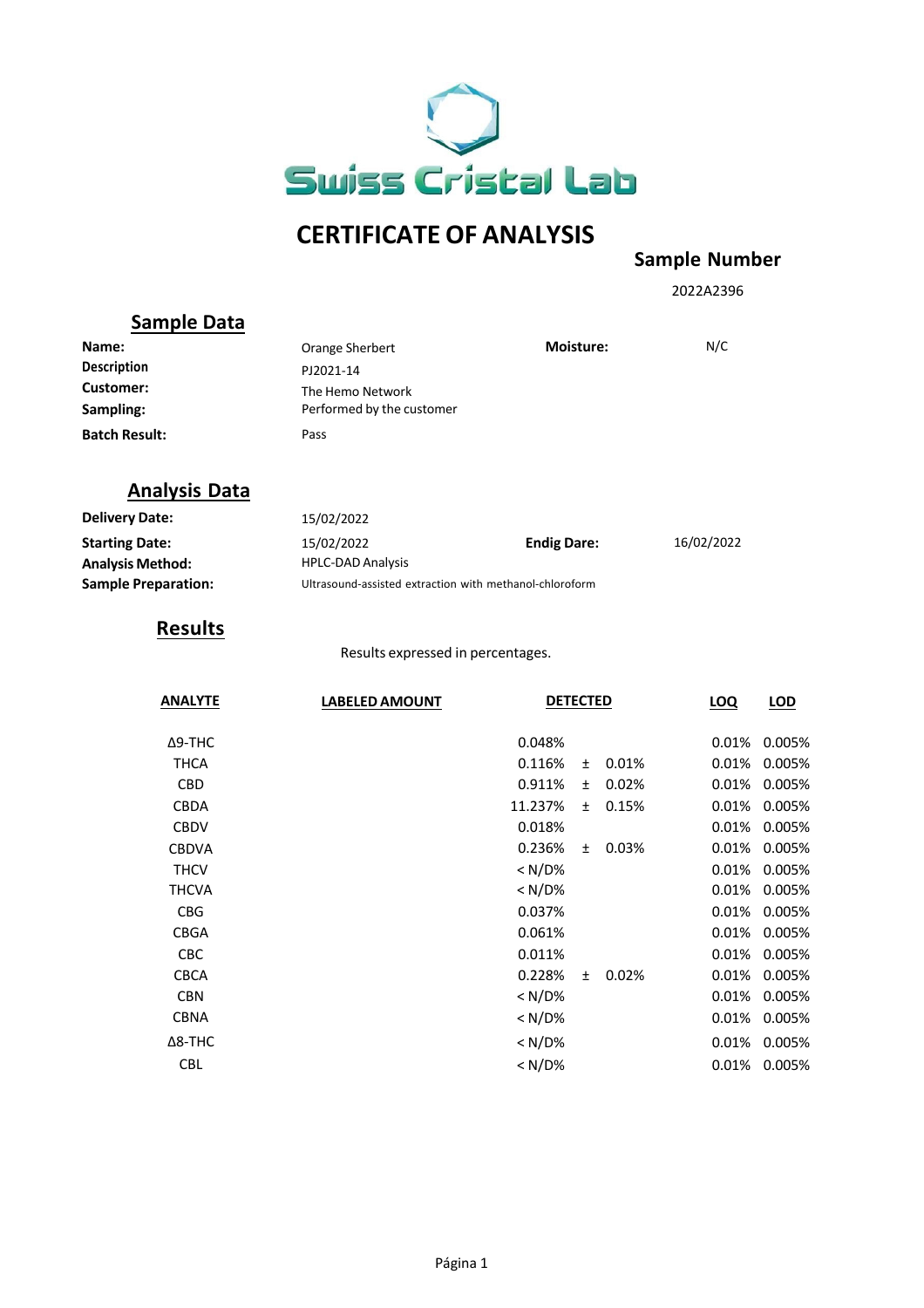Swiss Cristal Lab

# CERTIFICATE OF ANALYSIS

**Sample Number**

2022A2396

## Sample Data

| | | | |
|---|---|---|---|
| **Name:** | Orange Sherbert | **Moisture:** | N/C |
| **Description** | PJ2021-14 | | |
| **Customer:** | The Hemo Network | | |
| **Sampling:** | Performed by the customer | | |
| **Batch Result:** | Pass | | |

## Analysis Data

| | | | |
|---|---|---|---|
| **Delivery Date:** | 15/02/2022 | | |
| **Starting Date:** | 15/02/2022 | **Endig Dare:** | 16/02/2022 |
| **Analysis Method:** | HPLC-DAD Analysis | | |
| **Sample Preparation:** | Ultrasound-assisted extraction with methanol-chloroform | | |

## Results

Results expressed in percentages.

| ANALYTE | LABELED AMOUNT | DETECTED | | | LOQ | LOD |
|---|---|---|---|---|---|---|
| Δ9-THC | | 0.048% | | | 0.01% | 0.005% |
| THCA | | 0.116% | ± | 0.01% | 0.01% | 0.005% |
| CBD | | 0.911% | ± | 0.02% | 0.01% | 0.005% |
| CBDA | | 11.237% | ± | 0.15% | 0.01% | 0.005% |
| CBDV | | 0.018% | | | 0.01% | 0.005% |
| CBDVA | | 0.236% | ± | 0.03% | 0.01% | 0.005% |
| THCV | | < N/D% | | | 0.01% | 0.005% |
| THCVA | | < N/D% | | | 0.01% | 0.005% |
| CBG | | 0.037% | | | 0.01% | 0.005% |
| CBGA | | 0.061% | | | 0.01% | 0.005% |
| CBC | | 0.011% | | | 0.01% | 0.005% |
| CBCA | | 0.228% | ± | 0.02% | 0.01% | 0.005% |
| CBN | | < N/D% | | | 0.01% | 0.005% |
| CBNA | | < N/D% | | | 0.01% | 0.005% |
| Δ8-THC | | < N/D% | | | 0.01% | 0.005% |
| CBL | | < N/D% | | | 0.01% | 0.005% |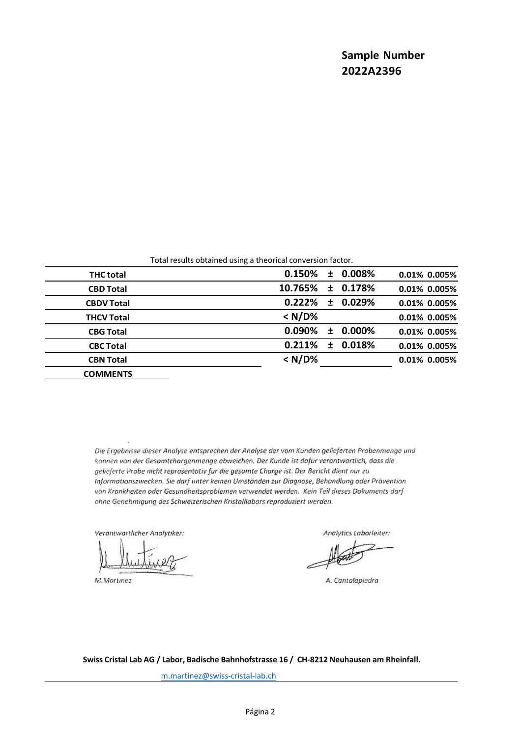**Sample Number**
**2022A2396**

Total results obtained using a theorical conversion factor.

| | | | | | |
|---|---|---|---|---|---|
| **THC total** | **0.150%** | **±** | **0.008%** | **0.01%** | **0.005%** |
| **CBD Total** | **10.765%** | **±** | **0.178%** | **0.01%** | **0.005%** |
| **CBDV Total** | **0.222%** | **±** | **0.029%** | **0.01%** | **0.005%** |
| **THCV Total** | **< N/D%** | | | **0.01%** | **0.005%** |
| **CBG Total** | **0.090%** | **±** | **0.000%** | **0.01%** | **0.005%** |
| **CBC Total** | **0.211%** | **±** | **0.018%** | **0.01%** | **0.005%** |
| **CBN Total** | **< N/D%** | | | **0.01%** | **0.005%** |

**COMMENTS**

*Die Ergebnisse dieser Analyse entsprechen der Analyse der vom Kunden gelieferten Probenmenge und können von der Gesamtchargenmenge abweichen. Der Kunde ist dafür verantwortlich, dass die gelieferte Probe nicht repräsentativ für die gesamte Charge ist. Der Bericht dient nur zu Informationszwecken. Sie darf unter keinen Umständen zur Diagnose, Behandlung oder Prävention von Krankheiten oder Gesundheitsproblemen verwendet werden. Kein Teil dieses Dokuments darf ohne Genehmigung des Schweizerischen Kristalllabors reproduziert werden.*

*Verantwortlicher Analytiker:*

*M.Martinez*

*Analytics Laborleiter:*

*A. Cantalapiedra*

**Swiss Cristal Lab AG / Labor, Badische Bahnhofstrasse 16 / CH-8212 Neuhausen am Rheinfall.**

m.martinez@swiss-cristal-lab.ch